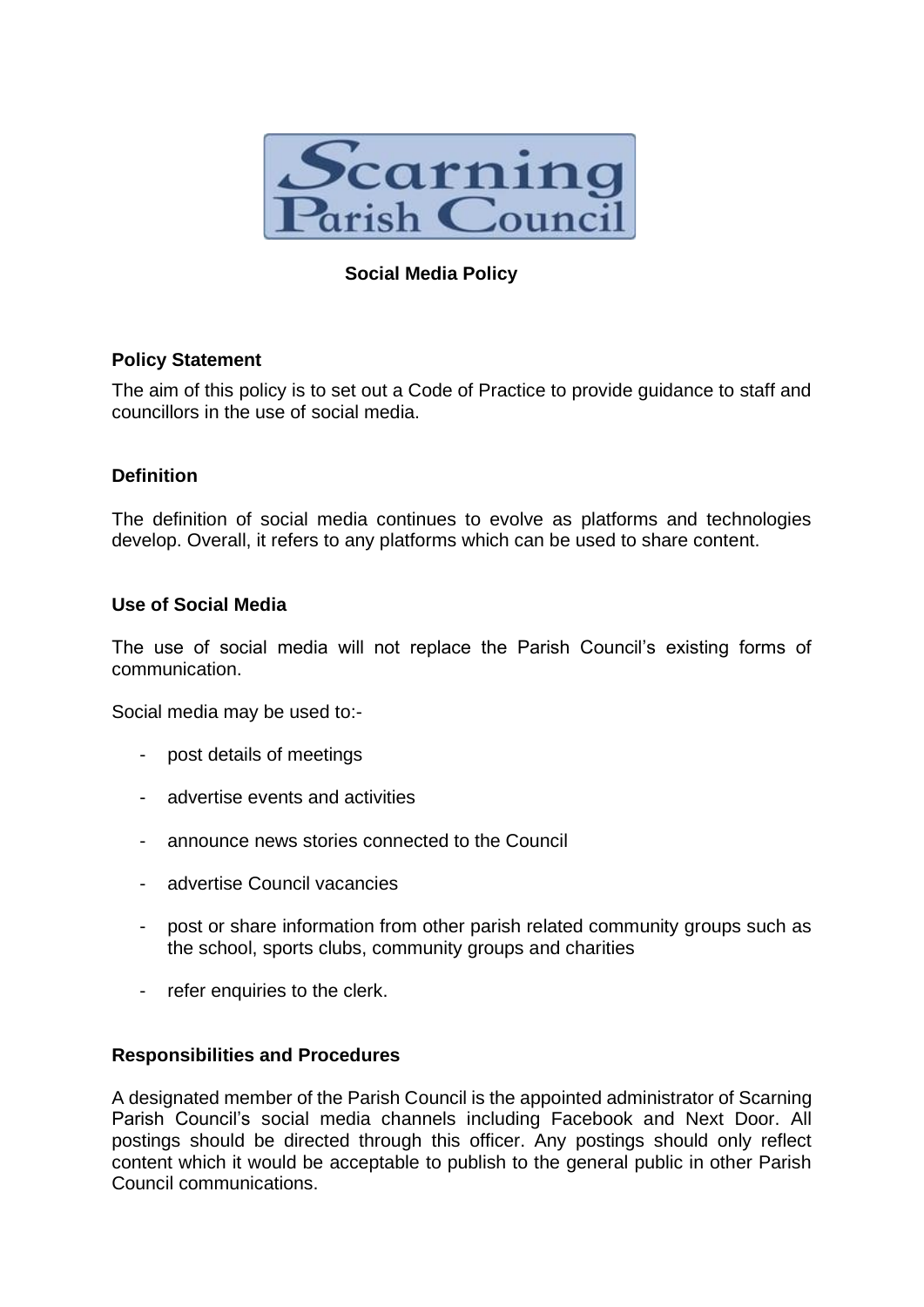Scarning Parish Council

**Social Media Policy**

**Policy Statement**

The aim of this policy is to set out a Code of Practice to provide guidance to staff and councillors in the use of social media.

**Definition**

The definition of social media continues to evolve as platforms and technologies develop. Overall, it refers to any platforms which can be used to share content.

**Use of Social Media**

The use of social media will not replace the Parish Council's existing forms of communication.

Social media may be used to:-

- post details of meetings
- advertise events and activities
- announce news stories connected to the Council
- advertise Council vacancies
- post or share information from other parish related community groups such as the school, sports clubs, community groups and charities
- refer enquiries to the clerk.

**Responsibilities and Procedures**

A designated member of the Parish Council is the appointed administrator of Scarning Parish Council's social media channels including Facebook and Next Door. All postings should be directed through this officer. Any postings should only reflect content which it would be acceptable to publish to the general public in other Parish Council communications.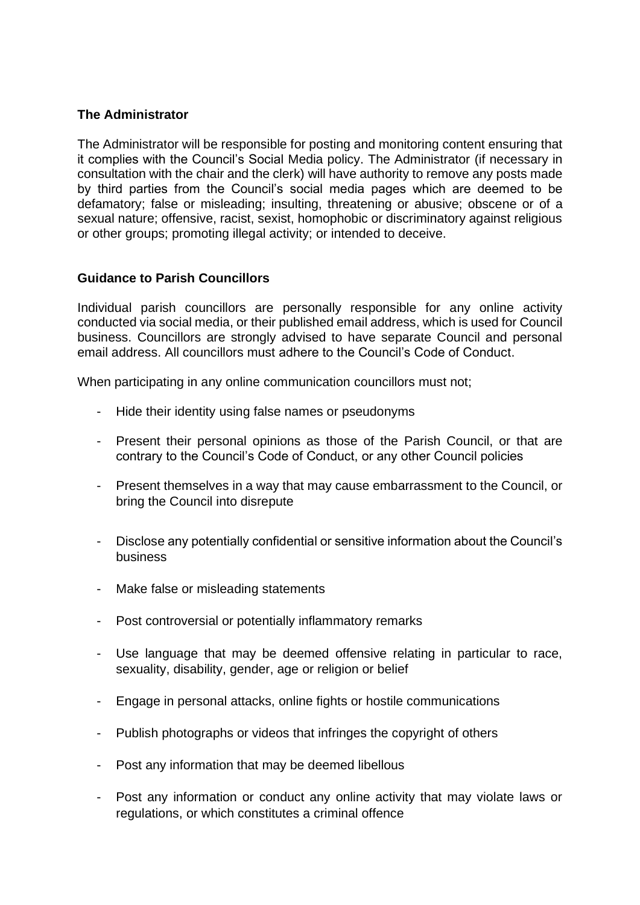**The Administrator**

The Administrator will be responsible for posting and monitoring content ensuring that it complies with the Council's Social Media policy. The Administrator (if necessary in consultation with the chair and the clerk) will have authority to remove any posts made by third parties from the Council's social media pages which are deemed to be defamatory; false or misleading; insulting, threatening or abusive; obscene or of a sexual nature; offensive, racist, sexist, homophobic or discriminatory against religious or other groups; promoting illegal activity; or intended to deceive.

**Guidance to Parish Councillors**

Individual parish councillors are personally responsible for any online activity conducted via social media, or their published email address, which is used for Council business. Councillors are strongly advised to have separate Council and personal email address. All councillors must adhere to the Council's Code of Conduct.

When participating in any online communication councillors must not;

- Hide their identity using false names or pseudonyms
- Present their personal opinions as those of the Parish Council, or that are contrary to the Council's Code of Conduct, or any other Council policies
- Present themselves in a way that may cause embarrassment to the Council, or bring the Council into disrepute
- Disclose any potentially confidential or sensitive information about the Council's business
- Make false or misleading statements
- Post controversial or potentially inflammatory remarks
- Use language that may be deemed offensive relating in particular to race, sexuality, disability, gender, age or religion or belief
- Engage in personal attacks, online fights or hostile communications
- Publish photographs or videos that infringes the copyright of others
- Post any information that may be deemed libellous
- Post any information or conduct any online activity that may violate laws or regulations, or which constitutes a criminal offence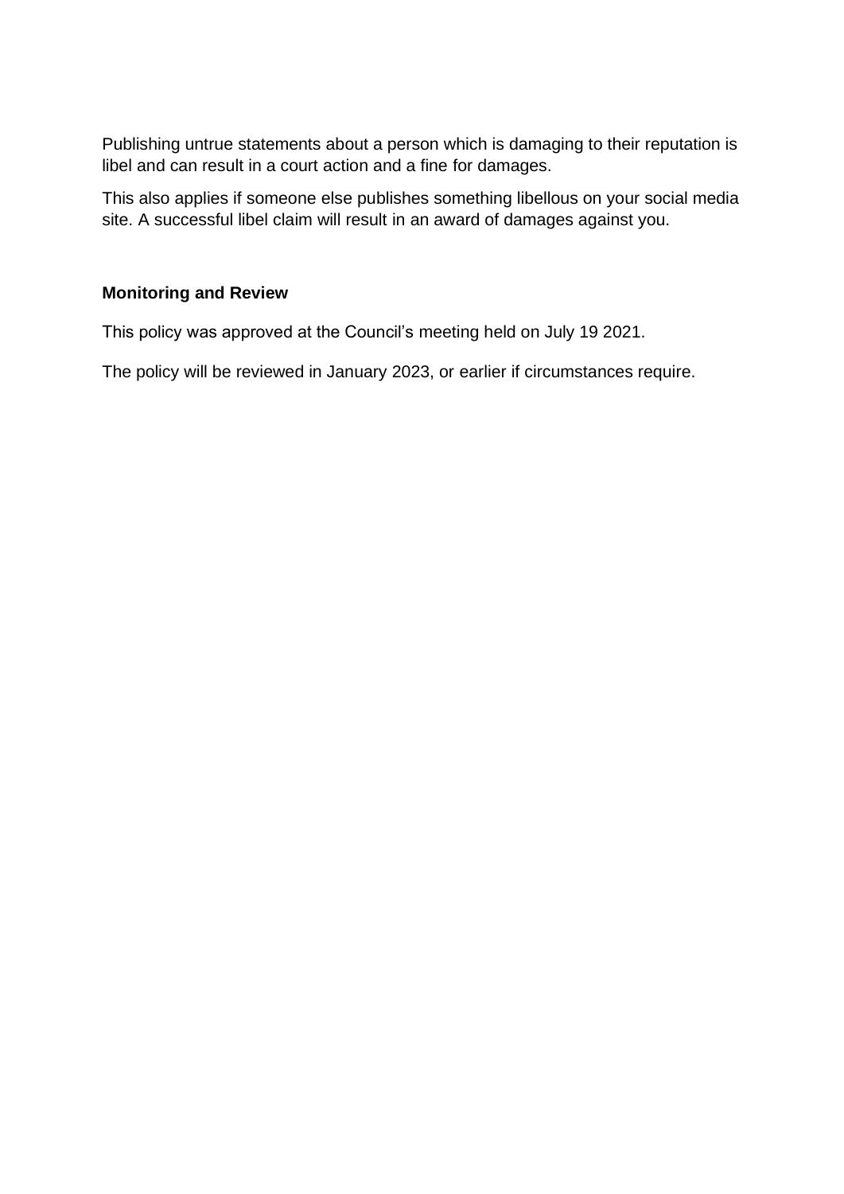Publishing untrue statements about a person which is damaging to their reputation is libel and can result in a court action and a fine for damages.

This also applies if someone else publishes something libellous on your social media site. A successful libel claim will result in an award of damages against you.

**Monitoring and Review**

This policy was approved at the Council's meeting held on July 19 2021.

The policy will be reviewed in January 2023, or earlier if circumstances require.